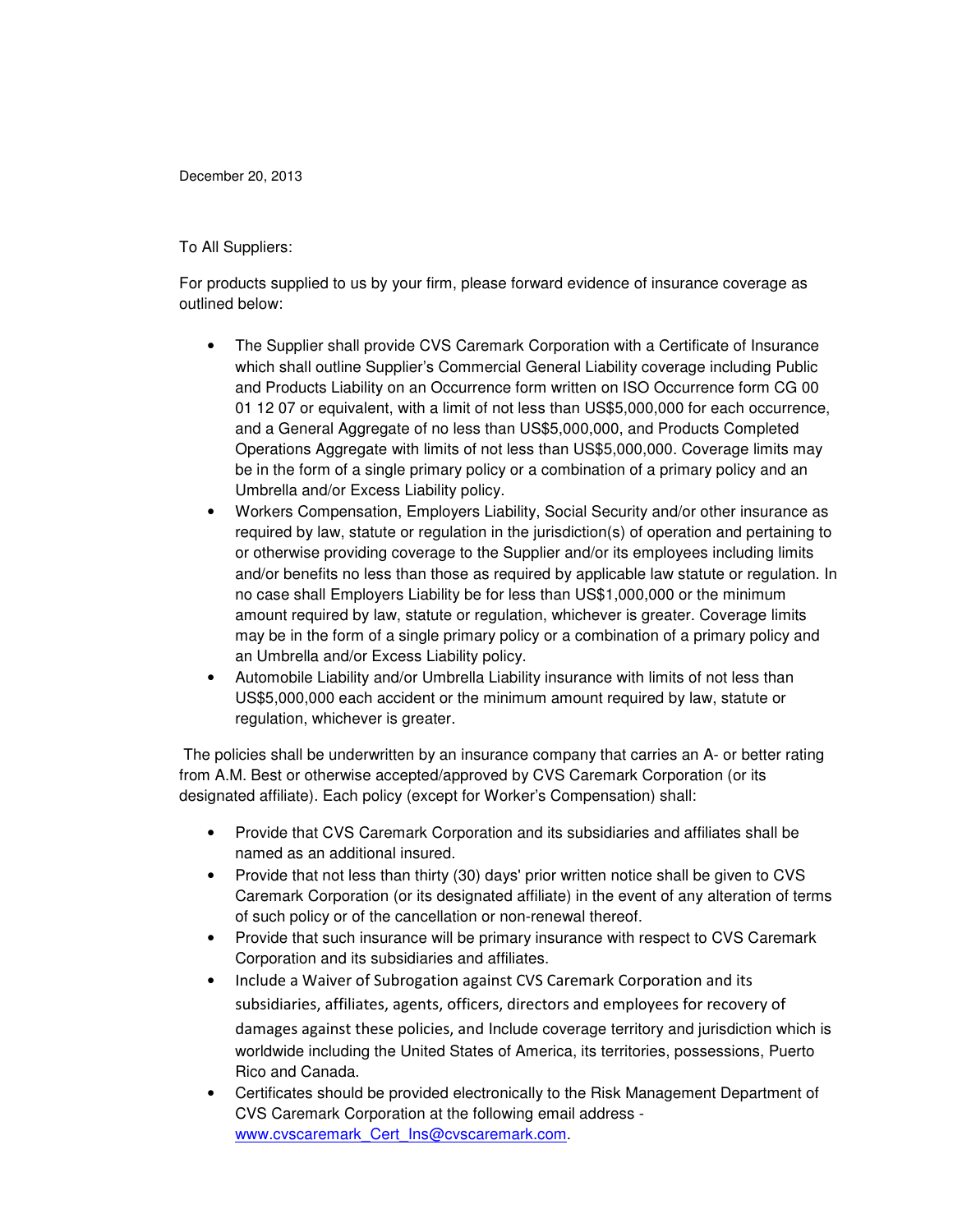December 20, 2013

To All Suppliers:

For products supplied to us by your firm, please forward evidence of insurance coverage as outlined below:

- The Supplier shall provide CVS Caremark Corporation with a Certificate of Insurance which shall outline Supplier's Commercial General Liability coverage including Public and Products Liability on an Occurrence form written on ISO Occurrence form CG 00 01 12 07 or equivalent, with a limit of not less than US$5,000,000 for each occurrence, and a General Aggregate of no less than US$5,000,000, and Products Completed Operations Aggregate with limits of not less than US$5,000,000. Coverage limits may be in the form of a single primary policy or a combination of a primary policy and an Umbrella and/or Excess Liability policy.
- Workers Compensation, Employers Liability, Social Security and/or other insurance as required by law, statute or regulation in the jurisdiction(s) of operation and pertaining to or otherwise providing coverage to the Supplier and/or its employees including limits and/or benefits no less than those as required by applicable law statute or regulation. In no case shall Employers Liability be for less than US$1,000,000 or the minimum amount required by law, statute or regulation, whichever is greater. Coverage limits may be in the form of a single primary policy or a combination of a primary policy and an Umbrella and/or Excess Liability policy.
- Automobile Liability and/or Umbrella Liability insurance with limits of not less than US$5,000,000 each accident or the minimum amount required by law, statute or regulation, whichever is greater.

The policies shall be underwritten by an insurance company that carries an A- or better rating from A.M. Best or otherwise accepted/approved by CVS Caremark Corporation (or its designated affiliate). Each policy (except for Worker's Compensation) shall:

- Provide that CVS Caremark Corporation and its subsidiaries and affiliates shall be named as an additional insured.
- Provide that not less than thirty (30) days' prior written notice shall be given to CVS Caremark Corporation (or its designated affiliate) in the event of any alteration of terms of such policy or of the cancellation or non-renewal thereof.
- Provide that such insurance will be primary insurance with respect to CVS Caremark Corporation and its subsidiaries and affiliates.
- Include a Waiver of Subrogation against CVS Caremark Corporation and its subsidiaries, affiliates, agents, officers, directors and employees for recovery of damages against these policies, and Include coverage territory and jurisdiction which is worldwide including the United States of America, its territories, possessions, Puerto Rico and Canada.
- Certificates should be provided electronically to the Risk Management Department of CVS Caremark Corporation at the following email address - www.cvscaremark_Cert_Ins@cvscaremark.com.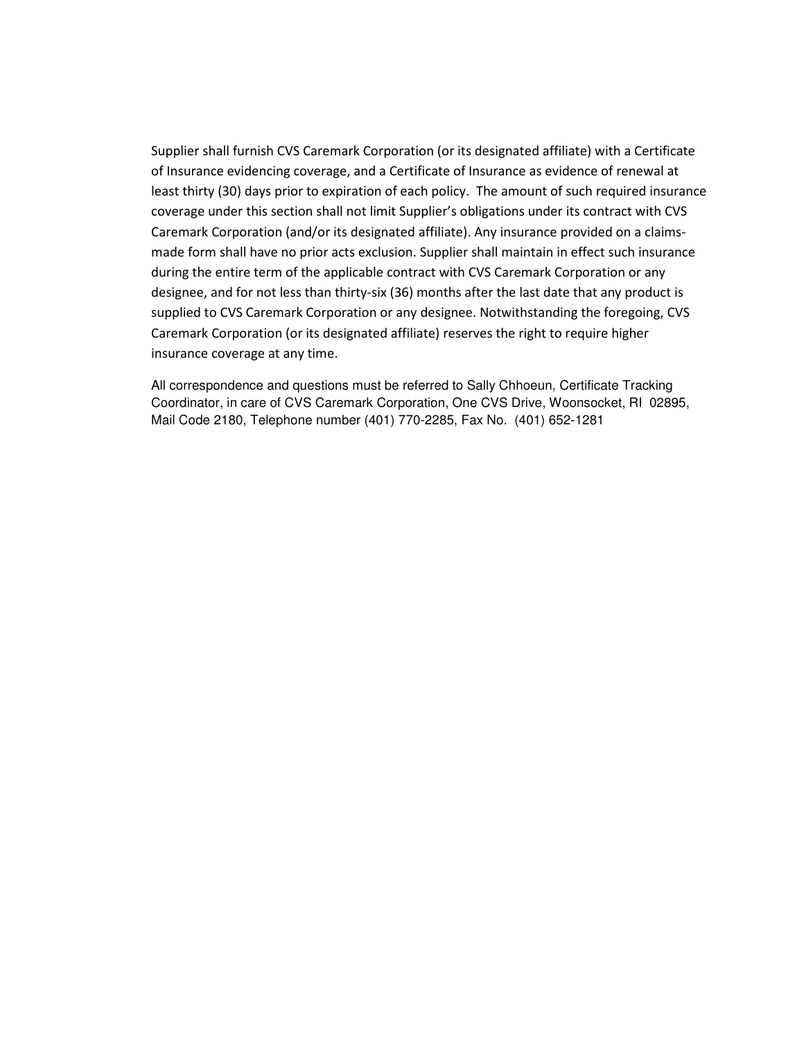Supplier shall furnish CVS Caremark Corporation (or its designated affiliate) with a Certificate of Insurance evidencing coverage, and a Certificate of Insurance as evidence of renewal at least thirty (30) days prior to expiration of each policy. The amount of such required insurance coverage under this section shall not limit Supplier's obligations under its contract with CVS Caremark Corporation (and/or its designated affiliate). Any insurance provided on a claims-made form shall have no prior acts exclusion. Supplier shall maintain in effect such insurance during the entire term of the applicable contract with CVS Caremark Corporation or any designee, and for not less than thirty-six (36) months after the last date that any product is supplied to CVS Caremark Corporation or any designee. Notwithstanding the foregoing, CVS Caremark Corporation (or its designated affiliate) reserves the right to require higher insurance coverage at any time.

All correspondence and questions must be referred to Sally Chhoeun, Certificate Tracking Coordinator, in care of CVS Caremark Corporation, One CVS Drive, Woonsocket, RI 02895, Mail Code 2180, Telephone number (401) 770-2285, Fax No. (401) 652-1281